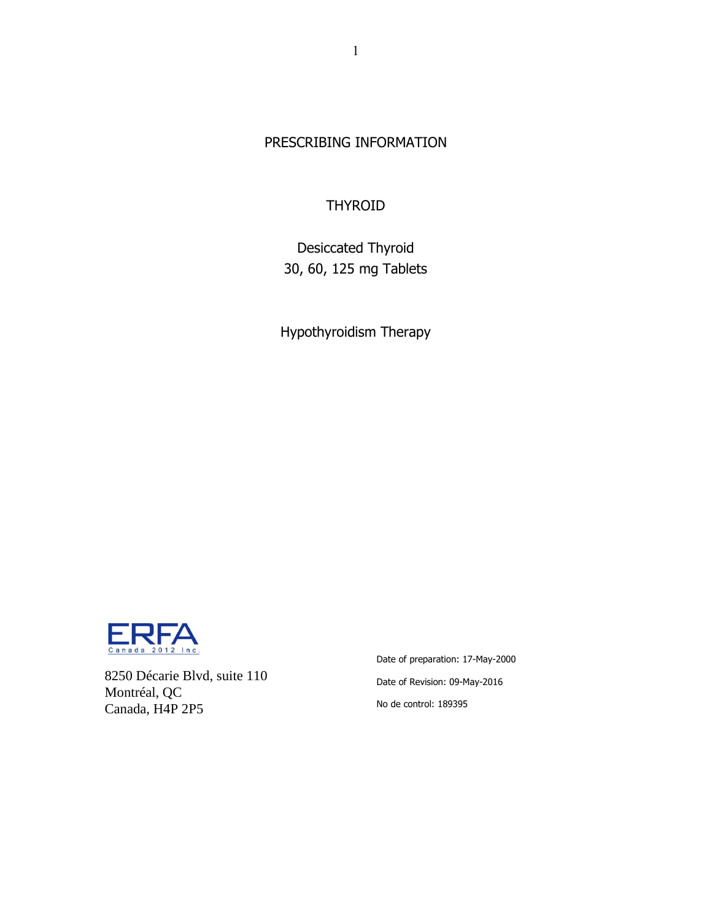# PRESCRIBING INFORMATION

## THYROID

Desiccated Thyroid
30, 60, 125 mg Tablets

Hypothyroidism Therapy

ERFA Canada 2012 Inc.

8250 Décarie Blvd, suite 110
Montréal, QC
Canada, H4P 2P5

Date of preparation: 17-May-2000

Date of Revision: 09-May-2016

No de control: 189395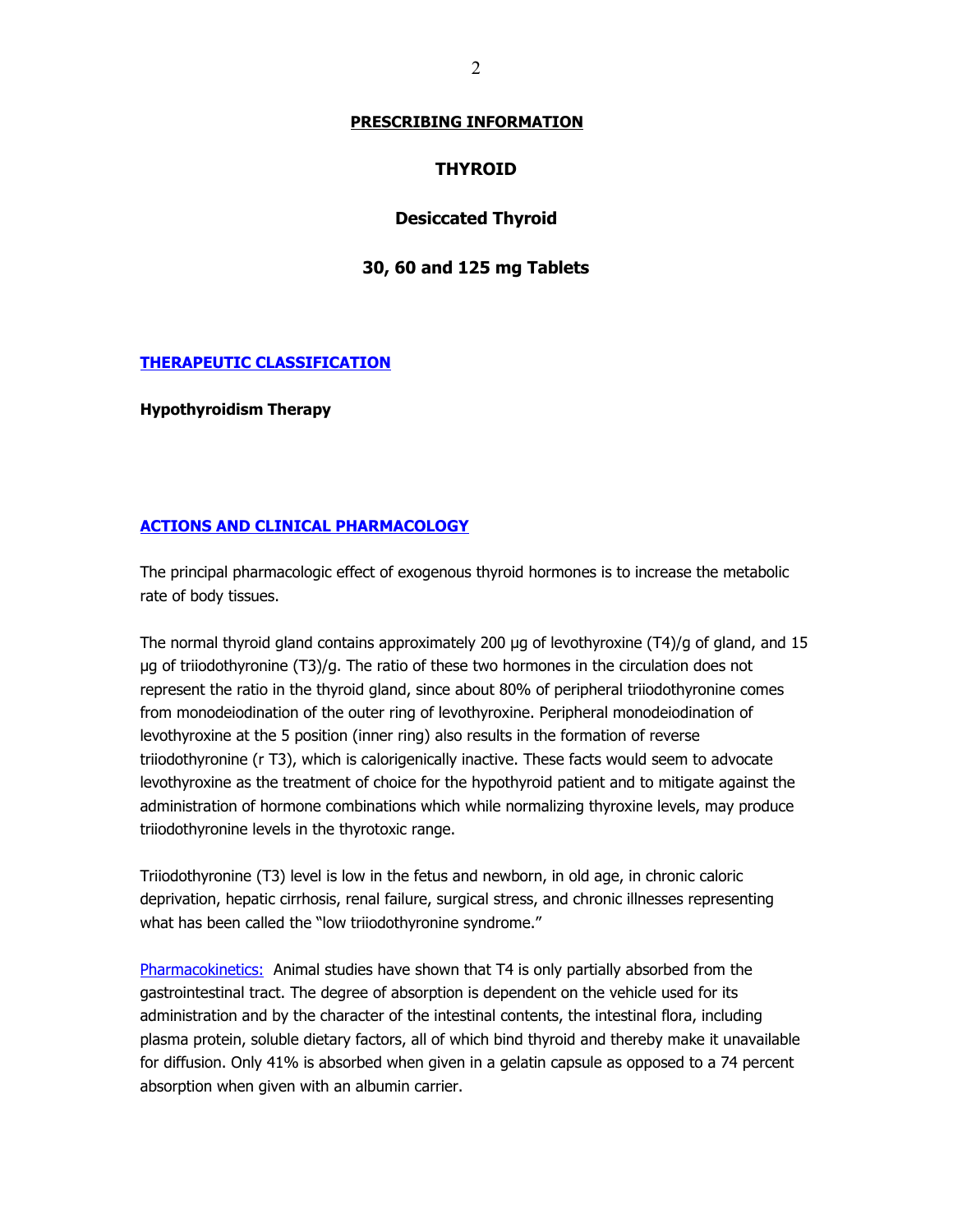# PRESCRIBING INFORMATION

## THYROID

## Desiccated Thyroid

## 30, 60 and 125 mg Tablets

### THERAPEUTIC CLASSIFICATION

**Hypothyroidism Therapy**

### ACTIONS AND CLINICAL PHARMACOLOGY

The principal pharmacologic effect of exogenous thyroid hormones is to increase the metabolic rate of body tissues.

The normal thyroid gland contains approximately 200 µg of levothyroxine (T4)/g of gland, and 15 µg of triiodothyronine (T3)/g. The ratio of these two hormones in the circulation does not represent the ratio in the thyroid gland, since about 80% of peripheral triiodothyronine comes from monodeiodination of the outer ring of levothyroxine. Peripheral monodeiodination of levothyroxine at the 5 position (inner ring) also results in the formation of reverse triiodothyronine (r T3), which is calorigenically inactive. These facts would seem to advocate levothyroxine as the treatment of choice for the hypothyroid patient and to mitigate against the administration of hormone combinations which while normalizing thyroxine levels, may produce triiodothyronine levels in the thyrotoxic range.

Triiodothyronine (T3) level is low in the fetus and newborn, in old age, in chronic caloric deprivation, hepatic cirrhosis, renal failure, surgical stress, and chronic illnesses representing what has been called the "low triiodothyronine syndrome."

Pharmacokinetics: Animal studies have shown that T4 is only partially absorbed from the gastrointestinal tract. The degree of absorption is dependent on the vehicle used for its administration and by the character of the intestinal contents, the intestinal flora, including plasma protein, soluble dietary factors, all of which bind thyroid and thereby make it unavailable for diffusion. Only 41% is absorbed when given in a gelatin capsule as opposed to a 74 percent absorption when given with an albumin carrier.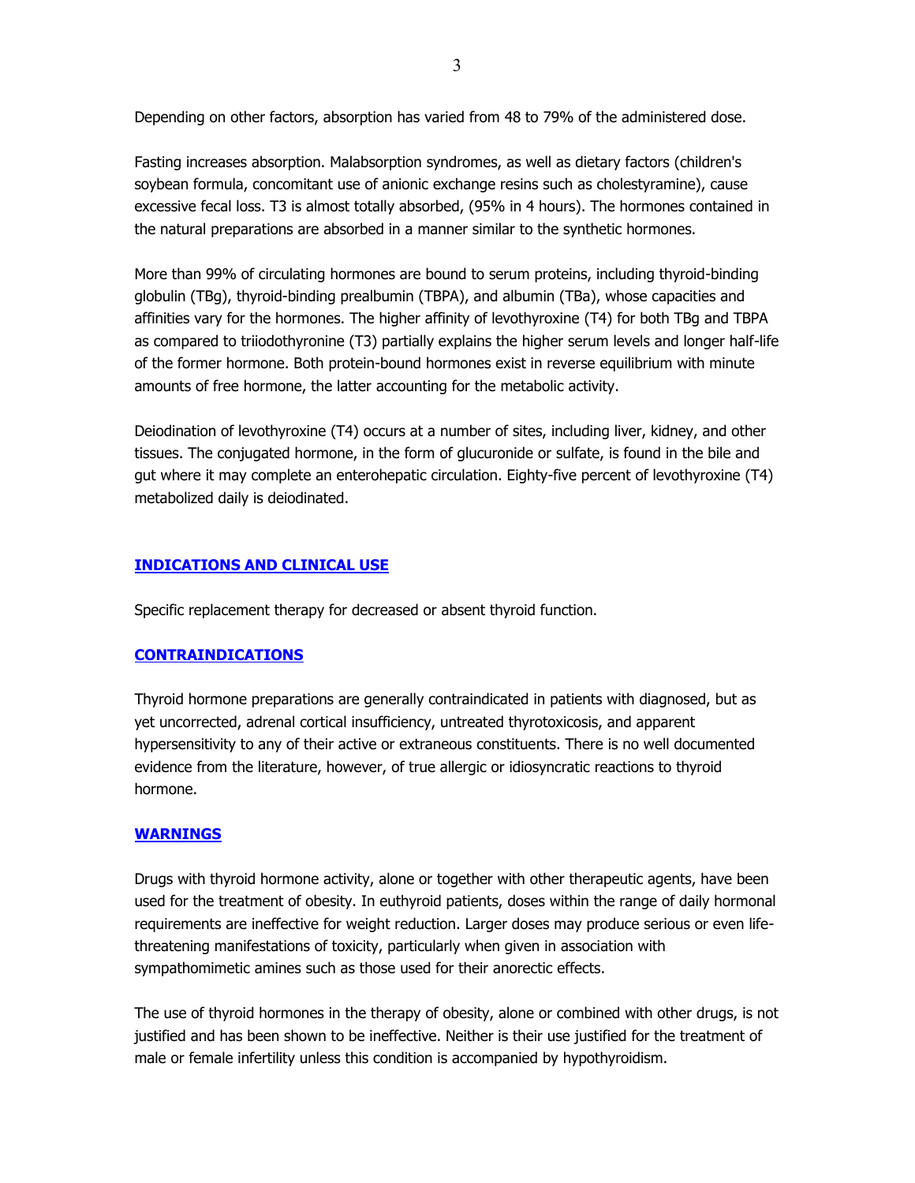Depending on other factors, absorption has varied from 48 to 79% of the administered dose.

Fasting increases absorption. Malabsorption syndromes, as well as dietary factors (children's soybean formula, concomitant use of anionic exchange resins such as cholestyramine), cause excessive fecal loss. T3 is almost totally absorbed, (95% in 4 hours). The hormones contained in the natural preparations are absorbed in a manner similar to the synthetic hormones.

More than 99% of circulating hormones are bound to serum proteins, including thyroid-binding globulin (TBg), thyroid-binding prealbumin (TBPA), and albumin (TBa), whose capacities and affinities vary for the hormones. The higher affinity of levothyroxine (T4) for both TBg and TBPA as compared to triiodothyronine (T3) partially explains the higher serum levels and longer half-life of the former hormone. Both protein-bound hormones exist in reverse equilibrium with minute amounts of free hormone, the latter accounting for the metabolic activity.

Deiodination of levothyroxine (T4) occurs at a number of sites, including liver, kidney, and other tissues. The conjugated hormone, in the form of glucuronide or sulfate, is found in the bile and gut where it may complete an enterohepatic circulation. Eighty-five percent of levothyroxine (T4) metabolized daily is deiodinated.

## INDICATIONS AND CLINICAL USE

Specific replacement therapy for decreased or absent thyroid function.

## CONTRAINDICATIONS

Thyroid hormone preparations are generally contraindicated in patients with diagnosed, but as yet uncorrected, adrenal cortical insufficiency, untreated thyrotoxicosis, and apparent hypersensitivity to any of their active or extraneous constituents. There is no well documented evidence from the literature, however, of true allergic or idiosyncratic reactions to thyroid hormone.

## WARNINGS

Drugs with thyroid hormone activity, alone or together with other therapeutic agents, have been used for the treatment of obesity. In euthyroid patients, doses within the range of daily hormonal requirements are ineffective for weight reduction. Larger doses may produce serious or even life-threatening manifestations of toxicity, particularly when given in association with sympathomimetic amines such as those used for their anorectic effects.

The use of thyroid hormones in the therapy of obesity, alone or combined with other drugs, is not justified and has been shown to be ineffective. Neither is their use justified for the treatment of male or female infertility unless this condition is accompanied by hypothyroidism.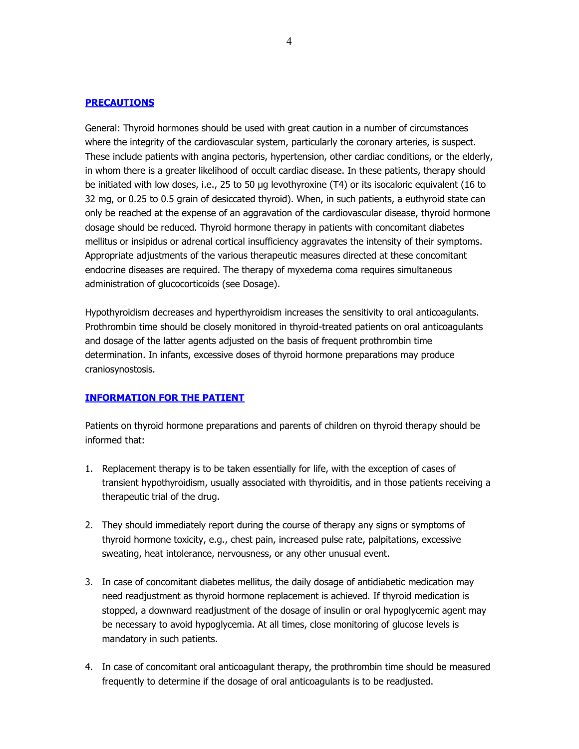## PRECAUTIONS

General: Thyroid hormones should be used with great caution in a number of circumstances where the integrity of the cardiovascular system, particularly the coronary arteries, is suspect. These include patients with angina pectoris, hypertension, other cardiac conditions, or the elderly, in whom there is a greater likelihood of occult cardiac disease. In these patients, therapy should be initiated with low doses, i.e., 25 to 50 µg levothyroxine (T4) or its isocaloric equivalent (16 to 32 mg, or 0.25 to 0.5 grain of desiccated thyroid). When, in such patients, a euthyroid state can only be reached at the expense of an aggravation of the cardiovascular disease, thyroid hormone dosage should be reduced. Thyroid hormone therapy in patients with concomitant diabetes mellitus or insipidus or adrenal cortical insufficiency aggravates the intensity of their symptoms. Appropriate adjustments of the various therapeutic measures directed at these concomitant endocrine diseases are required. The therapy of myxedema coma requires simultaneous administration of glucocorticoids (see Dosage).

Hypothyroidism decreases and hyperthyroidism increases the sensitivity to oral anticoagulants. Prothrombin time should be closely monitored in thyroid-treated patients on oral anticoagulants and dosage of the latter agents adjusted on the basis of frequent prothrombin time determination. In infants, excessive doses of thyroid hormone preparations may produce craniosynostosis.

## INFORMATION FOR THE PATIENT

Patients on thyroid hormone preparations and parents of children on thyroid therapy should be informed that:

1. Replacement therapy is to be taken essentially for life, with the exception of cases of transient hypothyroidism, usually associated with thyroiditis, and in those patients receiving a therapeutic trial of the drug.

2. They should immediately report during the course of therapy any signs or symptoms of thyroid hormone toxicity, e.g., chest pain, increased pulse rate, palpitations, excessive sweating, heat intolerance, nervousness, or any other unusual event.

3. In case of concomitant diabetes mellitus, the daily dosage of antidiabetic medication may need readjustment as thyroid hormone replacement is achieved. If thyroid medication is stopped, a downward readjustment of the dosage of insulin or oral hypoglycemic agent may be necessary to avoid hypoglycemia. At all times, close monitoring of glucose levels is mandatory in such patients.

4. In case of concomitant oral anticoagulant therapy, the prothrombin time should be measured frequently to determine if the dosage of oral anticoagulants is to be readjusted.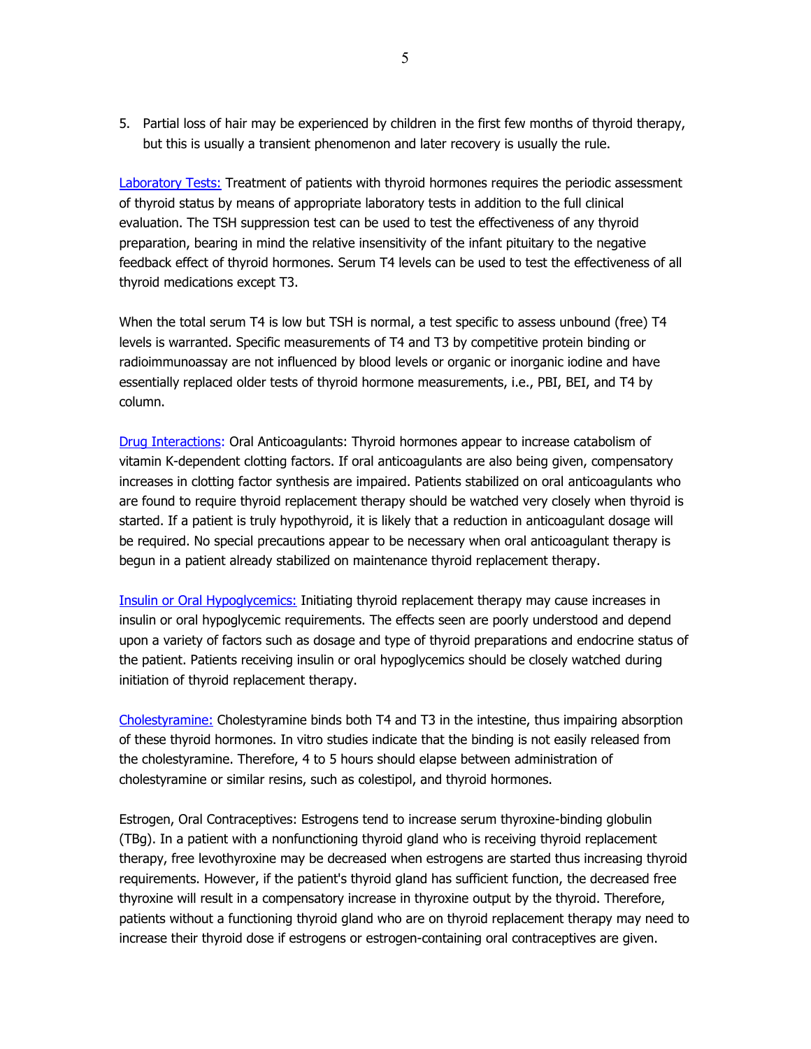5. Partial loss of hair may be experienced by children in the first few months of thyroid therapy, but this is usually a transient phenomenon and later recovery is usually the rule.

Laboratory Tests: Treatment of patients with thyroid hormones requires the periodic assessment of thyroid status by means of appropriate laboratory tests in addition to the full clinical evaluation. The TSH suppression test can be used to test the effectiveness of any thyroid preparation, bearing in mind the relative insensitivity of the infant pituitary to the negative feedback effect of thyroid hormones. Serum T4 levels can be used to test the effectiveness of all thyroid medications except T3.

When the total serum T4 is low but TSH is normal, a test specific to assess unbound (free) T4 levels is warranted. Specific measurements of T4 and T3 by competitive protein binding or radioimmunoassay are not influenced by blood levels or organic or inorganic iodine and have essentially replaced older tests of thyroid hormone measurements, i.e., PBI, BEI, and T4 by column.

Drug Interactions: Oral Anticoagulants: Thyroid hormones appear to increase catabolism of vitamin K-dependent clotting factors. If oral anticoagulants are also being given, compensatory increases in clotting factor synthesis are impaired. Patients stabilized on oral anticoagulants who are found to require thyroid replacement therapy should be watched very closely when thyroid is started. If a patient is truly hypothyroid, it is likely that a reduction in anticoagulant dosage will be required. No special precautions appear to be necessary when oral anticoagulant therapy is begun in a patient already stabilized on maintenance thyroid replacement therapy.

Insulin or Oral Hypoglycemics: Initiating thyroid replacement therapy may cause increases in insulin or oral hypoglycemic requirements. The effects seen are poorly understood and depend upon a variety of factors such as dosage and type of thyroid preparations and endocrine status of the patient. Patients receiving insulin or oral hypoglycemics should be closely watched during initiation of thyroid replacement therapy.

Cholestyramine: Cholestyramine binds both T4 and T3 in the intestine, thus impairing absorption of these thyroid hormones. In vitro studies indicate that the binding is not easily released from the cholestyramine. Therefore, 4 to 5 hours should elapse between administration of cholestyramine or similar resins, such as colestipol, and thyroid hormones.

Estrogen, Oral Contraceptives: Estrogens tend to increase serum thyroxine-binding globulin (TBg). In a patient with a nonfunctioning thyroid gland who is receiving thyroid replacement therapy, free levothyroxine may be decreased when estrogens are started thus increasing thyroid requirements. However, if the patient's thyroid gland has sufficient function, the decreased free thyroxine will result in a compensatory increase in thyroxine output by the thyroid. Therefore, patients without a functioning thyroid gland who are on thyroid replacement therapy may need to increase their thyroid dose if estrogens or estrogen-containing oral contraceptives are given.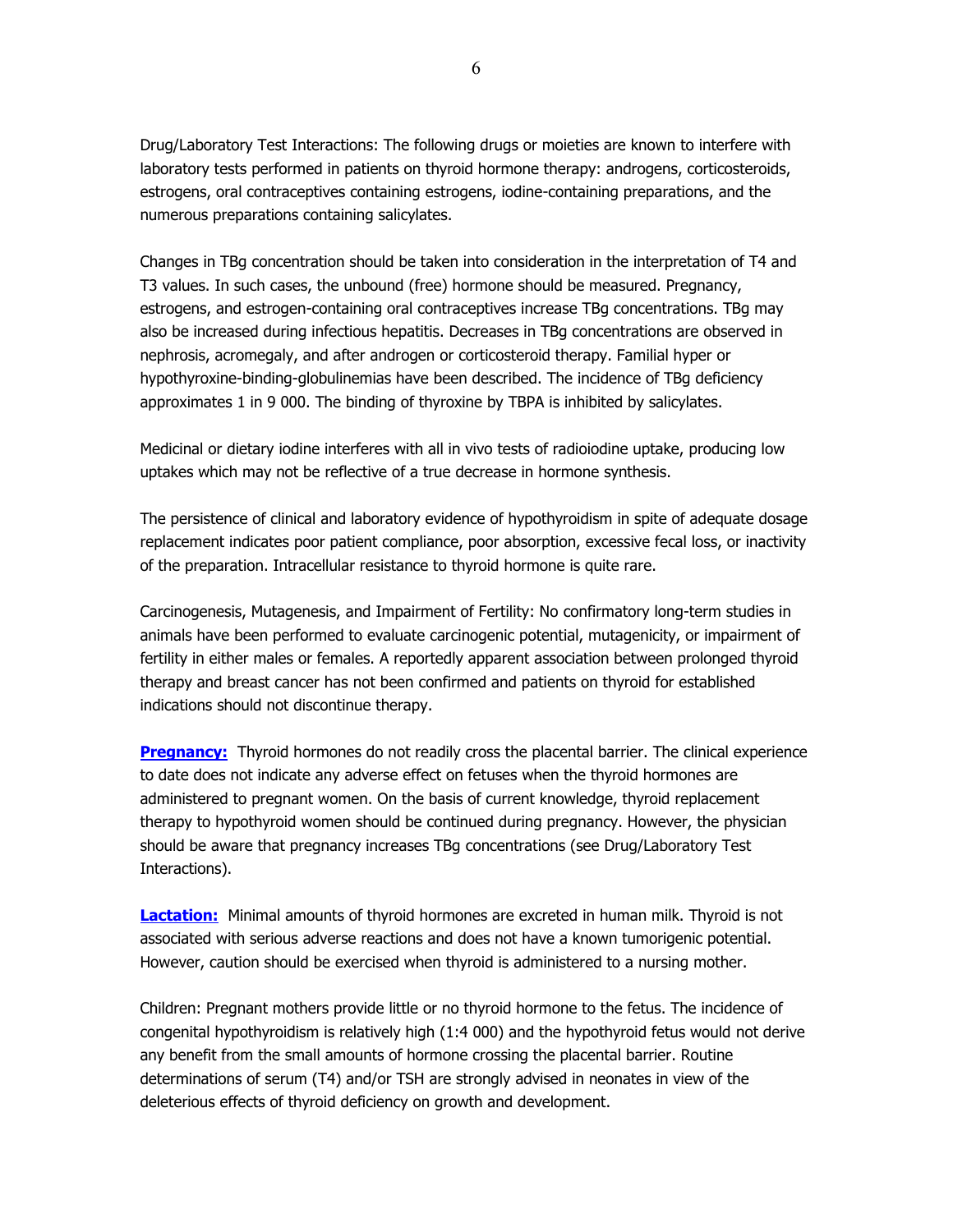Drug/Laboratory Test Interactions: The following drugs or moieties are known to interfere with laboratory tests performed in patients on thyroid hormone therapy: androgens, corticosteroids, estrogens, oral contraceptives containing estrogens, iodine-containing preparations, and the numerous preparations containing salicylates.

Changes in TBg concentration should be taken into consideration in the interpretation of T4 and T3 values. In such cases, the unbound (free) hormone should be measured. Pregnancy, estrogens, and estrogen-containing oral contraceptives increase TBg concentrations. TBg may also be increased during infectious hepatitis. Decreases in TBg concentrations are observed in nephrosis, acromegaly, and after androgen or corticosteroid therapy. Familial hyper or hypothyroxine-binding-globulinemias have been described. The incidence of TBg deficiency approximates 1 in 9 000. The binding of thyroxine by TBPA is inhibited by salicylates.

Medicinal or dietary iodine interferes with all in vivo tests of radioiodine uptake, producing low uptakes which may not be reflective of a true decrease in hormone synthesis.

The persistence of clinical and laboratory evidence of hypothyroidism in spite of adequate dosage replacement indicates poor patient compliance, poor absorption, excessive fecal loss, or inactivity of the preparation. Intracellular resistance to thyroid hormone is quite rare.

Carcinogenesis, Mutagenesis, and Impairment of Fertility: No confirmatory long-term studies in animals have been performed to evaluate carcinogenic potential, mutagenicity, or impairment of fertility in either males or females. A reportedly apparent association between prolonged thyroid therapy and breast cancer has not been confirmed and patients on thyroid for established indications should not discontinue therapy.

**Pregnancy:** Thyroid hormones do not readily cross the placental barrier. The clinical experience to date does not indicate any adverse effect on fetuses when the thyroid hormones are administered to pregnant women. On the basis of current knowledge, thyroid replacement therapy to hypothyroid women should be continued during pregnancy. However, the physician should be aware that pregnancy increases TBg concentrations (see Drug/Laboratory Test Interactions).

**Lactation:** Minimal amounts of thyroid hormones are excreted in human milk. Thyroid is not associated with serious adverse reactions and does not have a known tumorigenic potential. However, caution should be exercised when thyroid is administered to a nursing mother.

Children: Pregnant mothers provide little or no thyroid hormone to the fetus. The incidence of congenital hypothyroidism is relatively high (1:4 000) and the hypothyroid fetus would not derive any benefit from the small amounts of hormone crossing the placental barrier. Routine determinations of serum (T4) and/or TSH are strongly advised in neonates in view of the deleterious effects of thyroid deficiency on growth and development.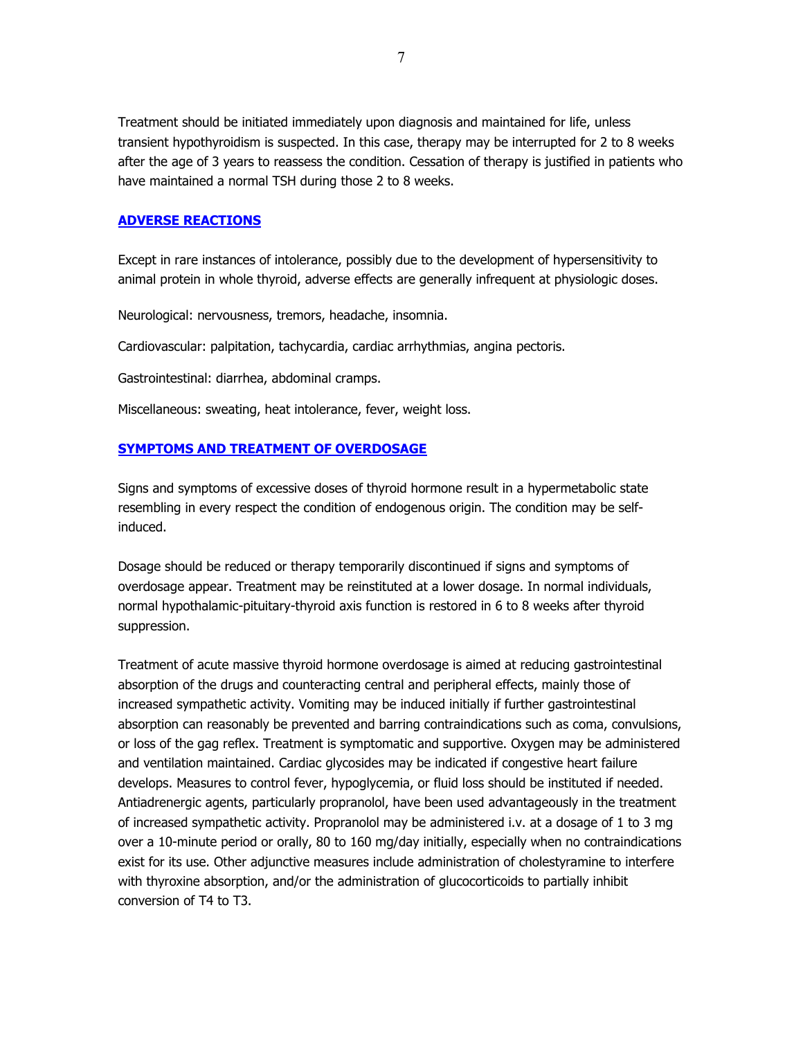Treatment should be initiated immediately upon diagnosis and maintained for life, unless transient hypothyroidism is suspected. In this case, therapy may be interrupted for 2 to 8 weeks after the age of 3 years to reassess the condition. Cessation of therapy is justified in patients who have maintained a normal TSH during those 2 to 8 weeks.

## ADVERSE REACTIONS

Except in rare instances of intolerance, possibly due to the development of hypersensitivity to animal protein in whole thyroid, adverse effects are generally infrequent at physiologic doses.

Neurological: nervousness, tremors, headache, insomnia.

Cardiovascular: palpitation, tachycardia, cardiac arrhythmias, angina pectoris.

Gastrointestinal: diarrhea, abdominal cramps.

Miscellaneous: sweating, heat intolerance, fever, weight loss.

## SYMPTOMS AND TREATMENT OF OVERDOSAGE

Signs and symptoms of excessive doses of thyroid hormone result in a hypermetabolic state resembling in every respect the condition of endogenous origin. The condition may be self-induced.

Dosage should be reduced or therapy temporarily discontinued if signs and symptoms of overdosage appear. Treatment may be reinstituted at a lower dosage. In normal individuals, normal hypothalamic-pituitary-thyroid axis function is restored in 6 to 8 weeks after thyroid suppression.

Treatment of acute massive thyroid hormone overdosage is aimed at reducing gastrointestinal absorption of the drugs and counteracting central and peripheral effects, mainly those of increased sympathetic activity. Vomiting may be induced initially if further gastrointestinal absorption can reasonably be prevented and barring contraindications such as coma, convulsions, or loss of the gag reflex. Treatment is symptomatic and supportive. Oxygen may be administered and ventilation maintained. Cardiac glycosides may be indicated if congestive heart failure develops. Measures to control fever, hypoglycemia, or fluid loss should be instituted if needed. Antiadrenergic agents, particularly propranolol, have been used advantageously in the treatment of increased sympathetic activity. Propranolol may be administered i.v. at a dosage of 1 to 3 mg over a 10-minute period or orally, 80 to 160 mg/day initially, especially when no contraindications exist for its use. Other adjunctive measures include administration of cholestyramine to interfere with thyroxine absorption, and/or the administration of glucocorticoids to partially inhibit conversion of T4 to T3.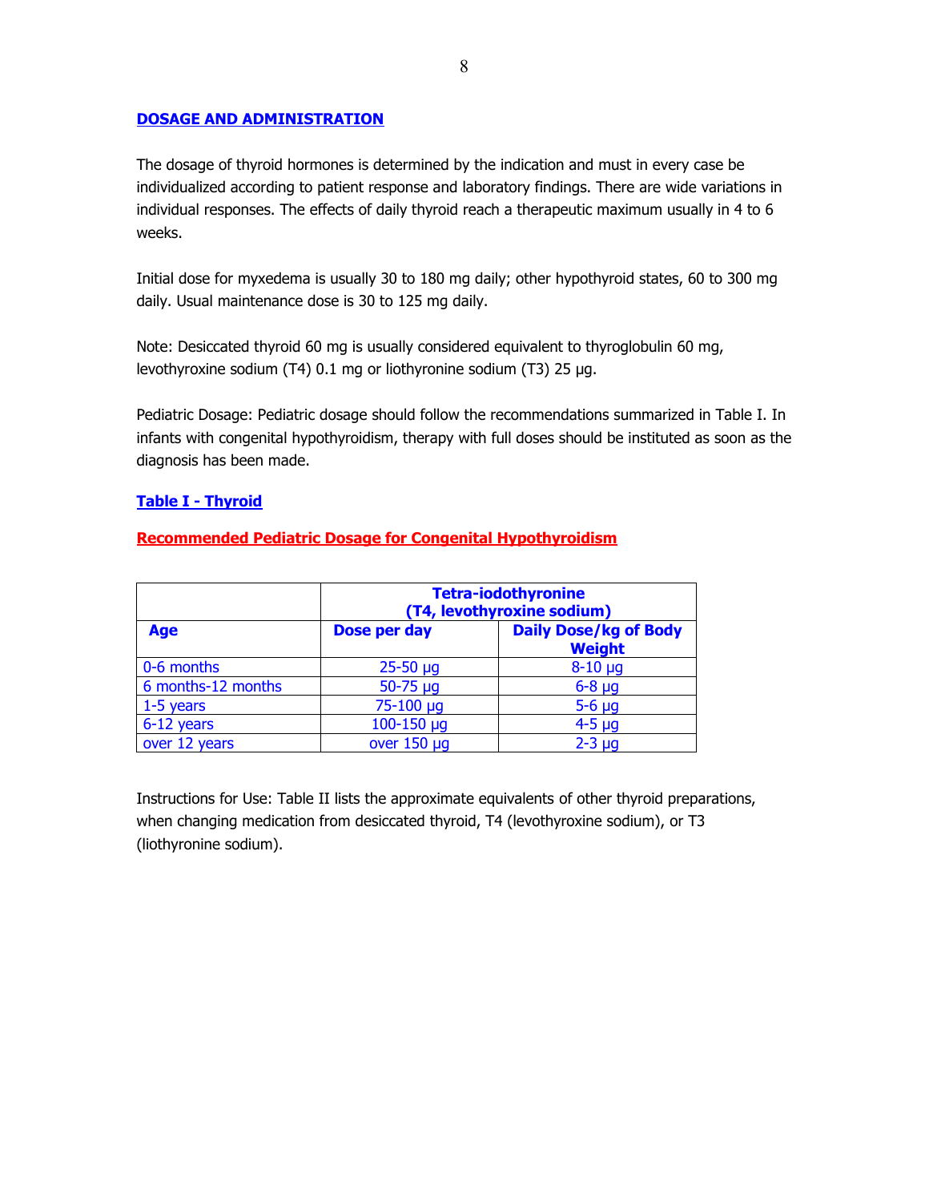## DOSAGE AND ADMINISTRATION

The dosage of thyroid hormones is determined by the indication and must in every case be individualized according to patient response and laboratory findings. There are wide variations in individual responses. The effects of daily thyroid reach a therapeutic maximum usually in 4 to 6 weeks.

Initial dose for myxedema is usually 30 to 180 mg daily; other hypothyroid states, 60 to 300 mg daily. Usual maintenance dose is 30 to 125 mg daily.

Note: Desiccated thyroid 60 mg is usually considered equivalent to thyroglobulin 60 mg, levothyroxine sodium (T4) 0.1 mg or liothyronine sodium (T3) 25 µg.

Pediatric Dosage: Pediatric dosage should follow the recommendations summarized in Table I. In infants with congenital hypothyroidism, therapy with full doses should be instituted as soon as the diagnosis has been made.

### Table I - Thyroid

### Recommended Pediatric Dosage for Congenital Hypothyroidism

| | Tetra-iodothyronine (T4, levothyroxine sodium) | |
|---|---|---|
| **Age** | **Dose per day** | **Daily Dose/kg of Body Weight** |
| 0-6 months | 25-50 µg | 8-10 µg |
| 6 months-12 months | 50-75 µg | 6-8 µg |
| 1-5 years | 75-100 µg | 5-6 µg |
| 6-12 years | 100-150 µg | 4-5 µg |
| over 12 years | over 150 µg | 2-3 µg |

Instructions for Use: Table II lists the approximate equivalents of other thyroid preparations, when changing medication from desiccated thyroid, T4 (levothyroxine sodium), or T3 (liothyronine sodium).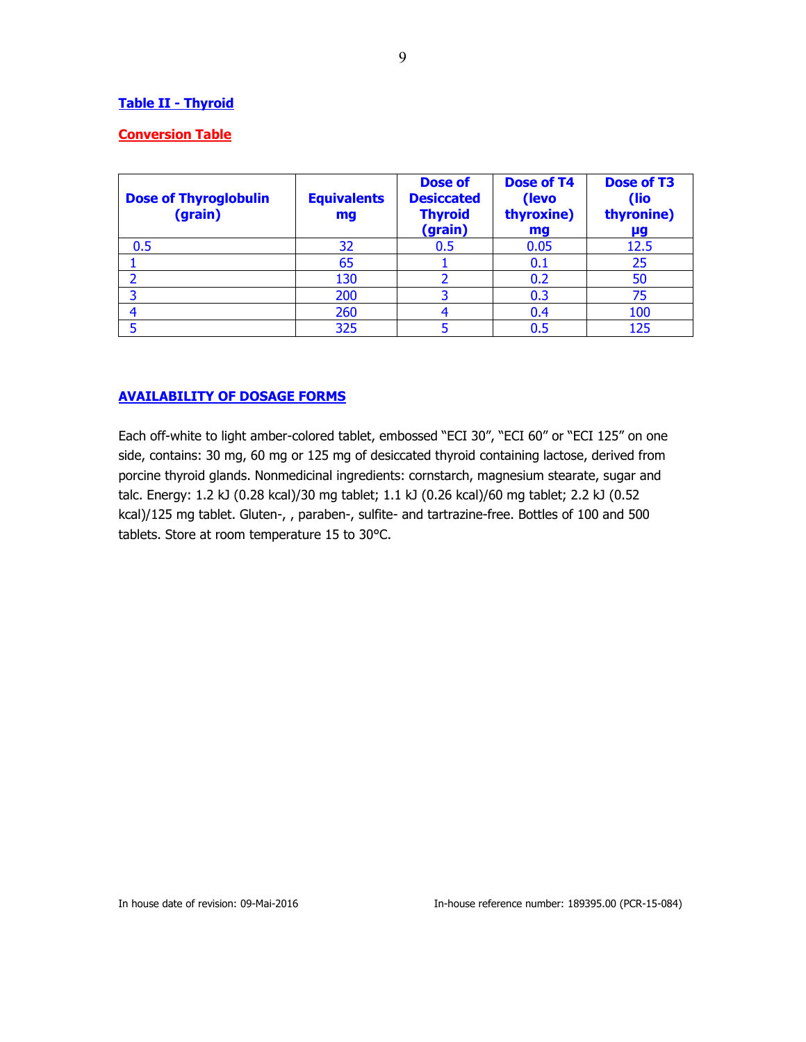## Table II - Thyroid

## Conversion Table

| Dose of Thyroglobulin (grain) | Equivalents mg | Dose of Desiccated Thyroid (grain) | Dose of T4 (levo thyroxine) mg | Dose of T3 (lio thyronine) µg |
|---|---|---|---|---|
| 0.5 | 32 | 0.5 | 0.05 | 12.5 |
| 1 | 65 | 1 | 0.1 | 25 |
| 2 | 130 | 2 | 0.2 | 50 |
| 3 | 200 | 3 | 0.3 | 75 |
| 4 | 260 | 4 | 0.4 | 100 |
| 5 | 325 | 5 | 0.5 | 125 |

## AVAILABILITY OF DOSAGE FORMS

Each off-white to light amber-colored tablet, embossed "ECI 30", "ECI 60" or "ECI 125" on one side, contains: 30 mg, 60 mg or 125 mg of desiccated thyroid containing lactose, derived from porcine thyroid glands. Nonmedicinal ingredients: cornstarch, magnesium stearate, sugar and talc. Energy: 1.2 kJ (0.28 kcal)/30 mg tablet; 1.1 kJ (0.26 kcal)/60 mg tablet; 2.2 kJ (0.52 kcal)/125 mg tablet. Gluten-, , paraben-, sulfite- and tartrazine-free. Bottles of 100 and 500 tablets. Store at room temperature 15 to 30°C.

In house date of revision: 09-Mai-2016 In-house reference number: 189395.00 (PCR-15-084)